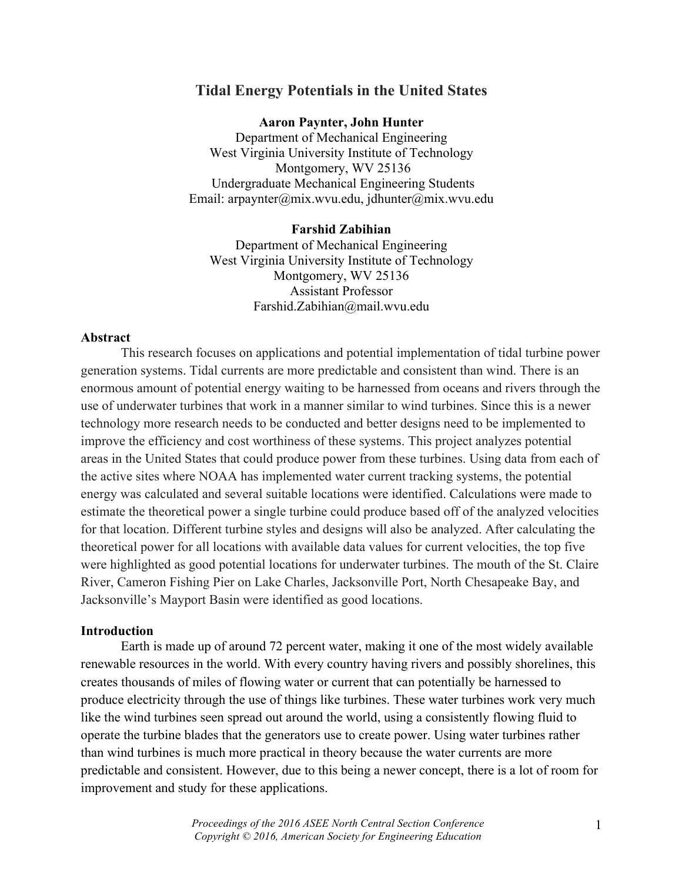# Tidal Energy Potentials in the United States

**Aaron Paynter, John Hunter**
Department of Mechanical Engineering
West Virginia University Institute of Technology
Montgomery, WV 25136
Undergraduate Mechanical Engineering Students
Email: arpaynter@mix.wvu.edu, jdhunter@mix.wvu.edu

**Farshid Zabihian**
Department of Mechanical Engineering
West Virginia University Institute of Technology
Montgomery, WV 25136
Assistant Professor
Farshid.Zabihian@mail.wvu.edu

## Abstract

This research focuses on applications and potential implementation of tidal turbine power generation systems. Tidal currents are more predictable and consistent than wind. There is an enormous amount of potential energy waiting to be harnessed from oceans and rivers through the use of underwater turbines that work in a manner similar to wind turbines. Since this is a newer technology more research needs to be conducted and better designs need to be implemented to improve the efficiency and cost worthiness of these systems. This project analyzes potential areas in the United States that could produce power from these turbines. Using data from each of the active sites where NOAA has implemented water current tracking systems, the potential energy was calculated and several suitable locations were identified. Calculations were made to estimate the theoretical power a single turbine could produce based off of the analyzed velocities for that location. Different turbine styles and designs will also be analyzed. After calculating the theoretical power for all locations with available data values for current velocities, the top five were highlighted as good potential locations for underwater turbines. The mouth of the St. Claire River, Cameron Fishing Pier on Lake Charles, Jacksonville Port, North Chesapeake Bay, and Jacksonville's Mayport Basin were identified as good locations.

## Introduction

Earth is made up of around 72 percent water, making it one of the most widely available renewable resources in the world. With every country having rivers and possibly shorelines, this creates thousands of miles of flowing water or current that can potentially be harnessed to produce electricity through the use of things like turbines. These water turbines work very much like the wind turbines seen spread out around the world, using a consistently flowing fluid to operate the turbine blades that the generators use to create power. Using water turbines rather than wind turbines is much more practical in theory because the water currents are more predictable and consistent. However, due to this being a newer concept, there is a lot of room for improvement and study for these applications.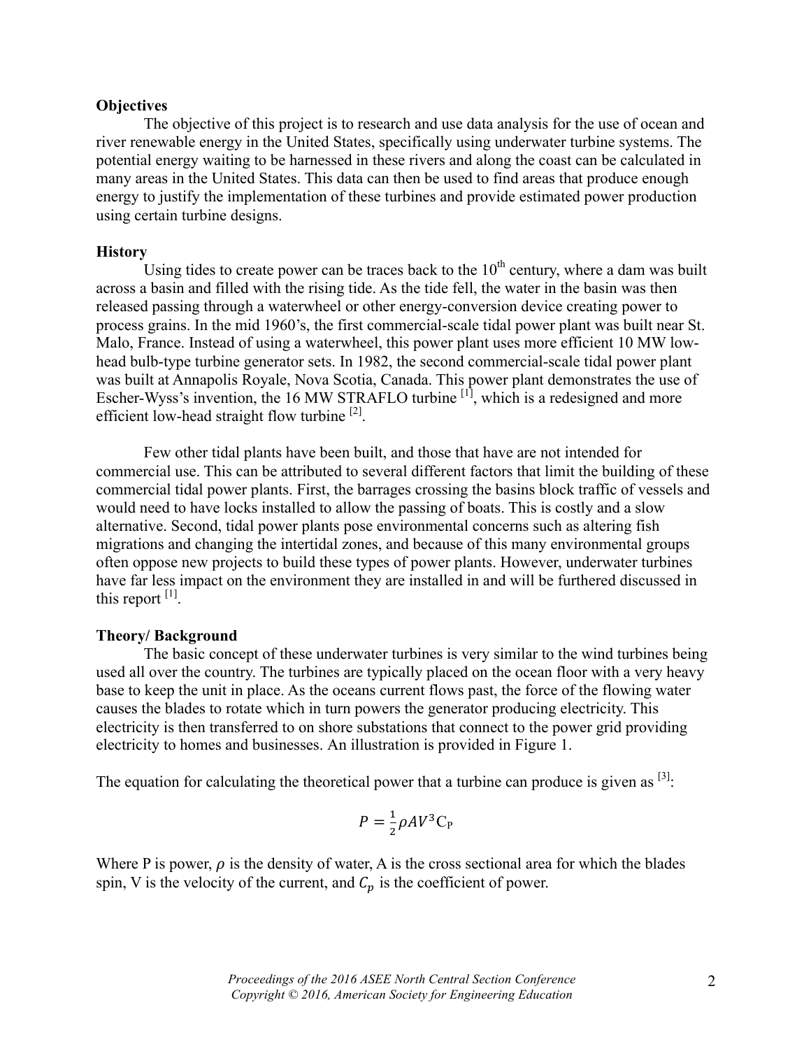## Objectives

The objective of this project is to research and use data analysis for the use of ocean and river renewable energy in the United States, specifically using underwater turbine systems. The potential energy waiting to be harnessed in these rivers and along the coast can be calculated in many areas in the United States. This data can then be used to find areas that produce enough energy to justify the implementation of these turbines and provide estimated power production using certain turbine designs.

## History

Using tides to create power can be traces back to the $10^{th}$ century, where a dam was built across a basin and filled with the rising tide. As the tide fell, the water in the basin was then released passing through a waterwheel or other energy-conversion device creating power to process grains. In the mid 1960's, the first commercial-scale tidal power plant was built near St. Malo, France. Instead of using a waterwheel, this power plant uses more efficient 10 MW low-head bulb-type turbine generator sets. In 1982, the second commercial-scale tidal power plant was built at Annapolis Royale, Nova Scotia, Canada. This power plant demonstrates the use of Escher-Wyss's invention, the 16 MW STRAFLO turbine [1], which is a redesigned and more efficient low-head straight flow turbine [2].

Few other tidal plants have been built, and those that have are not intended for commercial use. This can be attributed to several different factors that limit the building of these commercial tidal power plants. First, the barrages crossing the basins block traffic of vessels and would need to have locks installed to allow the passing of boats. This is costly and a slow alternative. Second, tidal power plants pose environmental concerns such as altering fish migrations and changing the intertidal zones, and because of this many environmental groups often oppose new projects to build these types of power plants. However, underwater turbines have far less impact on the environment they are installed in and will be furthered discussed in this report [1].

## Theory/ Background

The basic concept of these underwater turbines is very similar to the wind turbines being used all over the country. The turbines are typically placed on the ocean floor with a very heavy base to keep the unit in place. As the oceans current flows past, the force of the flowing water causes the blades to rotate which in turn powers the generator producing electricity. This electricity is then transferred to on shore substations that connect to the power grid providing electricity to homes and businesses. An illustration is provided in Figure 1.

The equation for calculating the theoretical power that a turbine can produce is given as [3]:

$$P = \frac{1}{2}\rho A V^3 C_P$$

Where P is power, $\rho$ is the density of water, A is the cross sectional area for which the blades spin, V is the velocity of the current, and $C_p$ is the coefficient of power.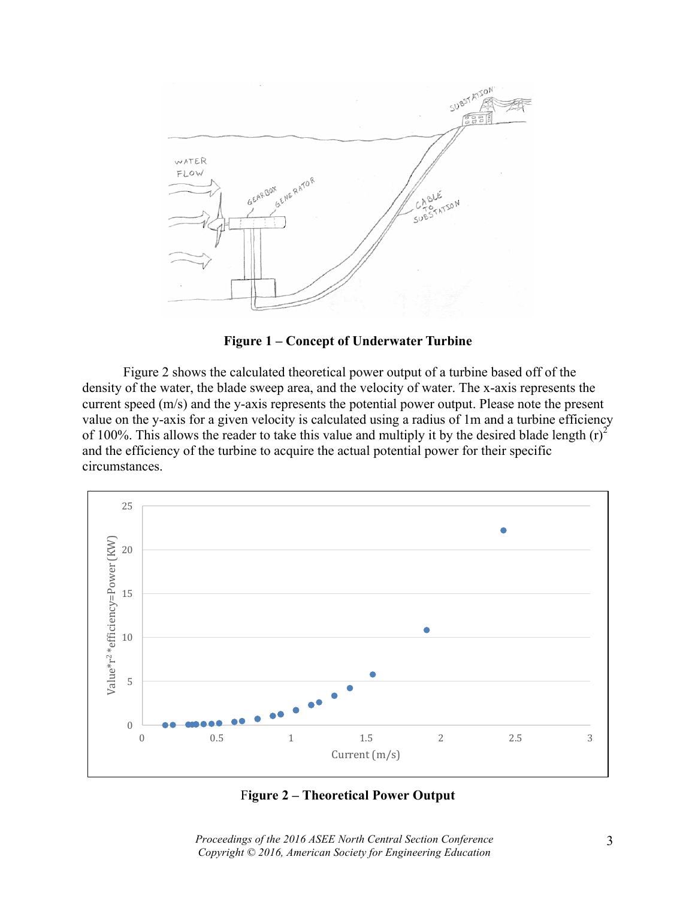**Figure 1 – Concept of Underwater Turbine**

Figure 2 shows the calculated theoretical power output of a turbine based off of the density of the water, the blade sweep area, and the velocity of water. The x-axis represents the current speed (m/s) and the y-axis represents the potential power output. Please note the present value on the y-axis for a given velocity is calculated using a radius of 1m and a turbine efficiency of 100%. This allows the reader to take this value and multiply it by the desired blade length $(r)^2$ and the efficiency of the turbine to acquire the actual potential power for their specific circumstances.

**Figure 2 – Theoretical Power Output**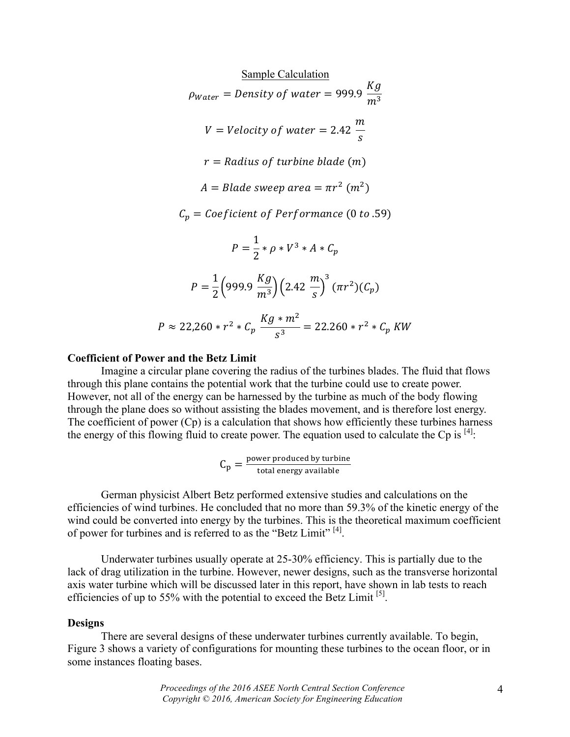Sample Calculation

$$\rho_{Water} = Density\ of\ water = 999.9\ \frac{Kg}{m^3}$$

$$V = Velocity\ of\ water = 2.42\ \frac{m}{s}$$

$$r = Radius\ of\ turbine\ blade\ (m)$$

$$A = Blade\ sweep\ area = \pi r^2\ (m^2)$$

$$C_p = Coeficient\ of\ Performance\ (0\ to\ .59)$$

$$P = \frac{1}{2} * \rho * V^3 * A * C_p$$

$$P = \frac{1}{2}\left(999.9\ \frac{Kg}{m^3}\right)\left(2.42\ \frac{m}{s}\right)^3 (\pi r^2)(C_p)$$

$$P \approx 22{,}260 * r^2 * C_p\ \frac{Kg * m^2}{s^3} = 22.260 * r^2 * C_p\ KW$$

**Coefficient of Power and the Betz Limit**

Imagine a circular plane covering the radius of the turbines blades. The fluid that flows through this plane contains the potential work that the turbine could use to create power. However, not all of the energy can be harnessed by the turbine as much of the body flowing through the plane does so without assisting the blades movement, and is therefore lost energy. The coefficient of power (Cp) is a calculation that shows how efficiently these turbines harness the energy of this flowing fluid to create power. The equation used to calculate the Cp is [4]:

$$C_p = \frac{\text{power produced by turbine}}{\text{total energy available}}$$

German physicist Albert Betz performed extensive studies and calculations on the efficiencies of wind turbines. He concluded that no more than 59.3% of the kinetic energy of the wind could be converted into energy by the turbines. This is the theoretical maximum coefficient of power for turbines and is referred to as the "Betz Limit" [4].

Underwater turbines usually operate at 25-30% efficiency. This is partially due to the lack of drag utilization in the turbine. However, newer designs, such as the transverse horizontal axis water turbine which will be discussed later in this report, have shown in lab tests to reach efficiencies of up to 55% with the potential to exceed the Betz Limit [5].

**Designs**

There are several designs of these underwater turbines currently available. To begin, Figure 3 shows a variety of configurations for mounting these turbines to the ocean floor, or in some instances floating bases.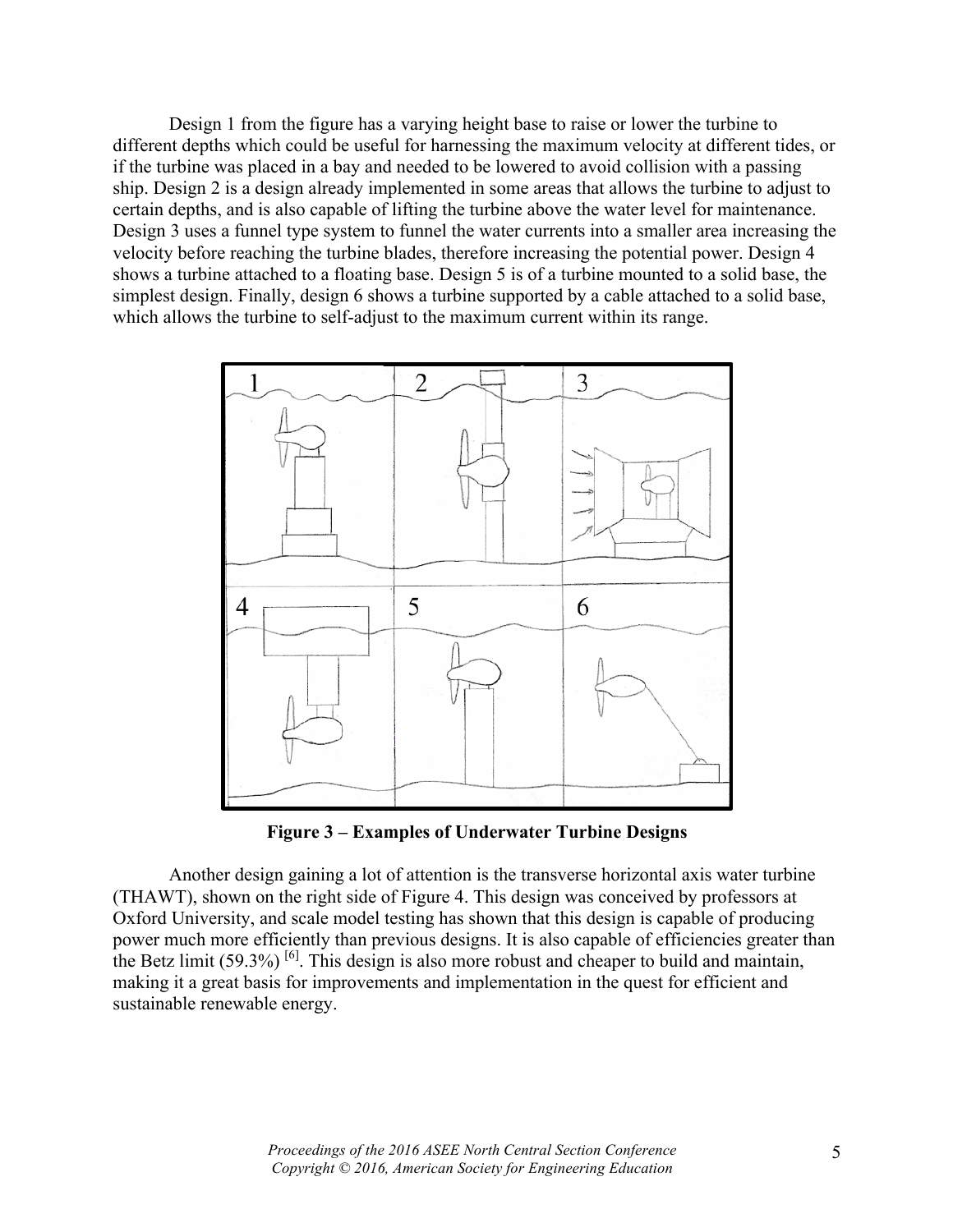Design 1 from the figure has a varying height base to raise or lower the turbine to different depths which could be useful for harnessing the maximum velocity at different tides, or if the turbine was placed in a bay and needed to be lowered to avoid collision with a passing ship. Design 2 is a design already implemented in some areas that allows the turbine to adjust to certain depths, and is also capable of lifting the turbine above the water level for maintenance. Design 3 uses a funnel type system to funnel the water currents into a smaller area increasing the velocity before reaching the turbine blades, therefore increasing the potential power. Design 4 shows a turbine attached to a floating base. Design 5 is of a turbine mounted to a solid base, the simplest design. Finally, design 6 shows a turbine supported by a cable attached to a solid base, which allows the turbine to self-adjust to the maximum current within its range.

**Figure 3 – Examples of Underwater Turbine Designs**

Another design gaining a lot of attention is the transverse horizontal axis water turbine (THAWT), shown on the right side of Figure 4. This design was conceived by professors at Oxford University, and scale model testing has shown that this design is capable of producing power much more efficiently than previous designs. It is also capable of efficiencies greater than the Betz limit (59.3%) [6]. This design is also more robust and cheaper to build and maintain, making it a great basis for improvements and implementation in the quest for efficient and sustainable renewable energy.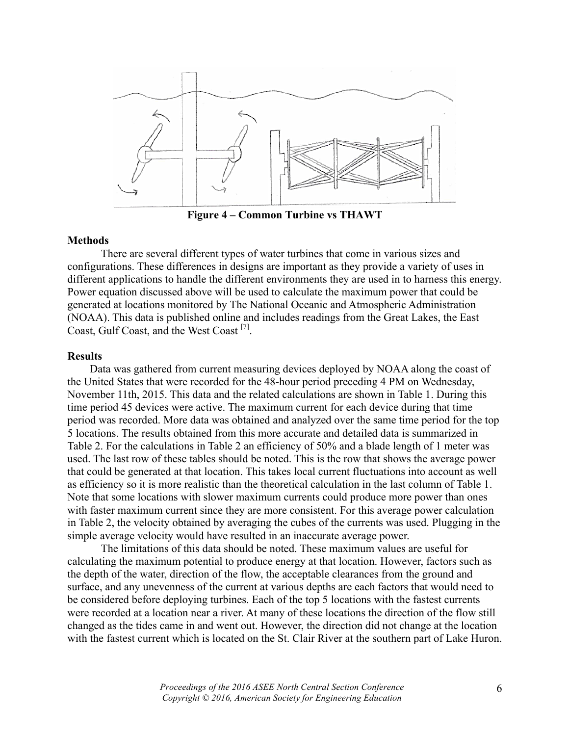**Figure 4 – Common Turbine vs THAWT**

### Methods

There are several different types of water turbines that come in various sizes and configurations. These differences in designs are important as they provide a variety of uses in different applications to handle the different environments they are used in to harness this energy. Power equation discussed above will be used to calculate the maximum power that could be generated at locations monitored by The National Oceanic and Atmospheric Administration (NOAA). This data is published online and includes readings from the Great Lakes, the East Coast, Gulf Coast, and the West Coast [7].

### Results

Data was gathered from current measuring devices deployed by NOAA along the coast of the United States that were recorded for the 48-hour period preceding 4 PM on Wednesday, November 11th, 2015. This data and the related calculations are shown in Table 1. During this time period 45 devices were active. The maximum current for each device during that time period was recorded. More data was obtained and analyzed over the same time period for the top 5 locations. The results obtained from this more accurate and detailed data is summarized in Table 2. For the calculations in Table 2 an efficiency of 50% and a blade length of 1 meter was used. The last row of these tables should be noted. This is the row that shows the average power that could be generated at that location. This takes local current fluctuations into account as well as efficiency so it is more realistic than the theoretical calculation in the last column of Table 1. Note that some locations with slower maximum currents could produce more power than ones with faster maximum current since they are more consistent. For this average power calculation in Table 2, the velocity obtained by averaging the cubes of the currents was used. Plugging in the simple average velocity would have resulted in an inaccurate average power.

The limitations of this data should be noted. These maximum values are useful for calculating the maximum potential to produce energy at that location. However, factors such as the depth of the water, direction of the flow, the acceptable clearances from the ground and surface, and any unevenness of the current at various depths are each factors that would need to be considered before deploying turbines. Each of the top 5 locations with the fastest currents were recorded at a location near a river. At many of these locations the direction of the flow still changed as the tides came in and went out. However, the direction did not change at the location with the fastest current which is located on the St. Clair River at the southern part of Lake Huron.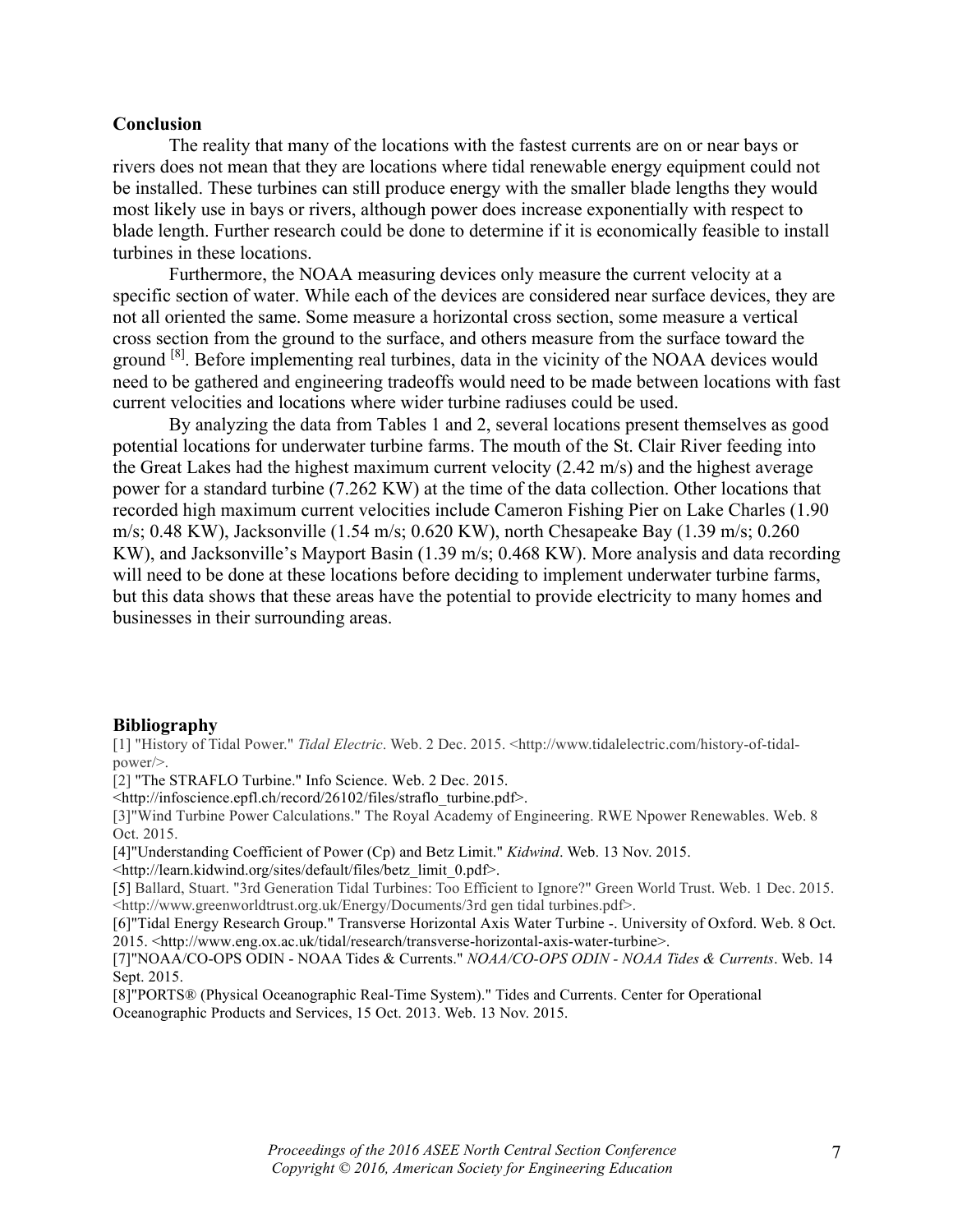## Conclusion

The reality that many of the locations with the fastest currents are on or near bays or rivers does not mean that they are locations where tidal renewable energy equipment could not be installed. These turbines can still produce energy with the smaller blade lengths they would most likely use in bays or rivers, although power does increase exponentially with respect to blade length. Further research could be done to determine if it is economically feasible to install turbines in these locations.

Furthermore, the NOAA measuring devices only measure the current velocity at a specific section of water. While each of the devices are considered near surface devices, they are not all oriented the same. Some measure a horizontal cross section, some measure a vertical cross section from the ground to the surface, and others measure from the surface toward the ground [8]. Before implementing real turbines, data in the vicinity of the NOAA devices would need to be gathered and engineering tradeoffs would need to be made between locations with fast current velocities and locations where wider turbine radiuses could be used.

By analyzing the data from Tables 1 and 2, several locations present themselves as good potential locations for underwater turbine farms. The mouth of the St. Clair River feeding into the Great Lakes had the highest maximum current velocity (2.42 m/s) and the highest average power for a standard turbine (7.262 KW) at the time of the data collection. Other locations that recorded high maximum current velocities include Cameron Fishing Pier on Lake Charles (1.90 m/s; 0.48 KW), Jacksonville (1.54 m/s; 0.620 KW), north Chesapeake Bay (1.39 m/s; 0.260 KW), and Jacksonville's Mayport Basin (1.39 m/s; 0.468 KW). More analysis and data recording will need to be done at these locations before deciding to implement underwater turbine farms, but this data shows that these areas have the potential to provide electricity to many homes and businesses in their surrounding areas.

## Bibliography

[1] "History of Tidal Power." *Tidal Electric*. Web. 2 Dec. 2015. <http://www.tidalelectric.com/history-of-tidal-power/>.

[2] "The STRAFLO Turbine." Info Science. Web. 2 Dec. 2015. <http://infoscience.epfl.ch/record/26102/files/straflo_turbine.pdf>.

[3]"Wind Turbine Power Calculations." The Royal Academy of Engineering. RWE Npower Renewables. Web. 8 Oct. 2015.

[4]"Understanding Coefficient of Power (Cp) and Betz Limit." *Kidwind*. Web. 13 Nov. 2015. <http://learn.kidwind.org/sites/default/files/betz_limit_0.pdf>.

[5] Ballard, Stuart. "3rd Generation Tidal Turbines: Too Efficient to Ignore?" Green World Trust. Web. 1 Dec. 2015. <http://www.greenworldtrust.org.uk/Energy/Documents/3rd gen tidal turbines.pdf>.

[6]"Tidal Energy Research Group." Transverse Horizontal Axis Water Turbine -. University of Oxford. Web. 8 Oct. 2015. <http://www.eng.ox.ac.uk/tidal/research/transverse-horizontal-axis-water-turbine>.

[7]"NOAA/CO-OPS ODIN - NOAA Tides & Currents." *NOAA/CO-OPS ODIN - NOAA Tides & Currents*. Web. 14 Sept. 2015.

[8]"PORTS® (Physical Oceanographic Real-Time System)." Tides and Currents. Center for Operational Oceanographic Products and Services, 15 Oct. 2013. Web. 13 Nov. 2015.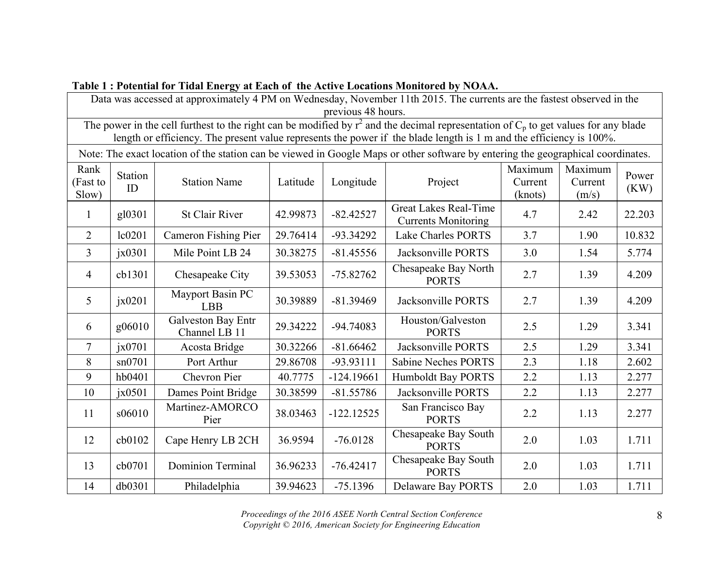**Table 1 : Potential for Tidal Energy at Each of the Active Locations Monitored by NOAA.**

Data was accessed at approximately 4 PM on Wednesday, November 11th 2015. The currents are the fastest observed in the previous 48 hours.

The power in the cell furthest to the right can be modified by $r^2$ and the decimal representation of $C_p$ to get values for any blade length or efficiency. The present value represents the power if the blade length is 1 m and the efficiency is 100%.

Note: The exact location of the station can be viewed in Google Maps or other software by entering the geographical coordinates.

| Rank (Fast to Slow) | Station ID | Station Name | Latitude | Longitude | Project | Maximum Current (knots) | Maximum Current (m/s) | Power (KW) |
|---|---|---|---|---|---|---|---|---|
| 1 | gl0301 | St Clair River | 42.99873 | -82.42527 | Great Lakes Real-Time Currents Monitoring | 4.7 | 2.42 | 22.203 |
| 2 | lc0201 | Cameron Fishing Pier | 29.76414 | -93.34292 | Lake Charles PORTS | 3.7 | 1.90 | 10.832 |
| 3 | jx0301 | Mile Point LB 24 | 30.38275 | -81.45556 | Jacksonville PORTS | 3.0 | 1.54 | 5.774 |
| 4 | cb1301 | Chesapeake City | 39.53053 | -75.82762 | Chesapeake Bay North PORTS | 2.7 | 1.39 | 4.209 |
| 5 | jx0201 | Mayport Basin PC LBB | 30.39889 | -81.39469 | Jacksonville PORTS | 2.7 | 1.39 | 4.209 |
| 6 | g06010 | Galveston Bay Entr Channel LB 11 | 29.34222 | -94.74083 | Houston/Galveston PORTS | 2.5 | 1.29 | 3.341 |
| 7 | jx0701 | Acosta Bridge | 30.32266 | -81.66462 | Jacksonville PORTS | 2.5 | 1.29 | 3.341 |
| 8 | sn0701 | Port Arthur | 29.86708 | -93.93111 | Sabine Neches PORTS | 2.3 | 1.18 | 2.602 |
| 9 | hb0401 | Chevron Pier | 40.7775 | -124.19661 | Humboldt Bay PORTS | 2.2 | 1.13 | 2.277 |
| 10 | jx0501 | Dames Point Bridge | 30.38599 | -81.55786 | Jacksonville PORTS | 2.2 | 1.13 | 2.277 |
| 11 | s06010 | Martinez-AMORCO Pier | 38.03463 | -122.12525 | San Francisco Bay PORTS | 2.2 | 1.13 | 2.277 |
| 12 | cb0102 | Cape Henry LB 2CH | 36.9594 | -76.0128 | Chesapeake Bay South PORTS | 2.0 | 1.03 | 1.711 |
| 13 | cb0701 | Dominion Terminal | 36.96233 | -76.42417 | Chesapeake Bay South PORTS | 2.0 | 1.03 | 1.711 |
| 14 | db0301 | Philadelphia | 39.94623 | -75.1396 | Delaware Bay PORTS | 2.0 | 1.03 | 1.711 |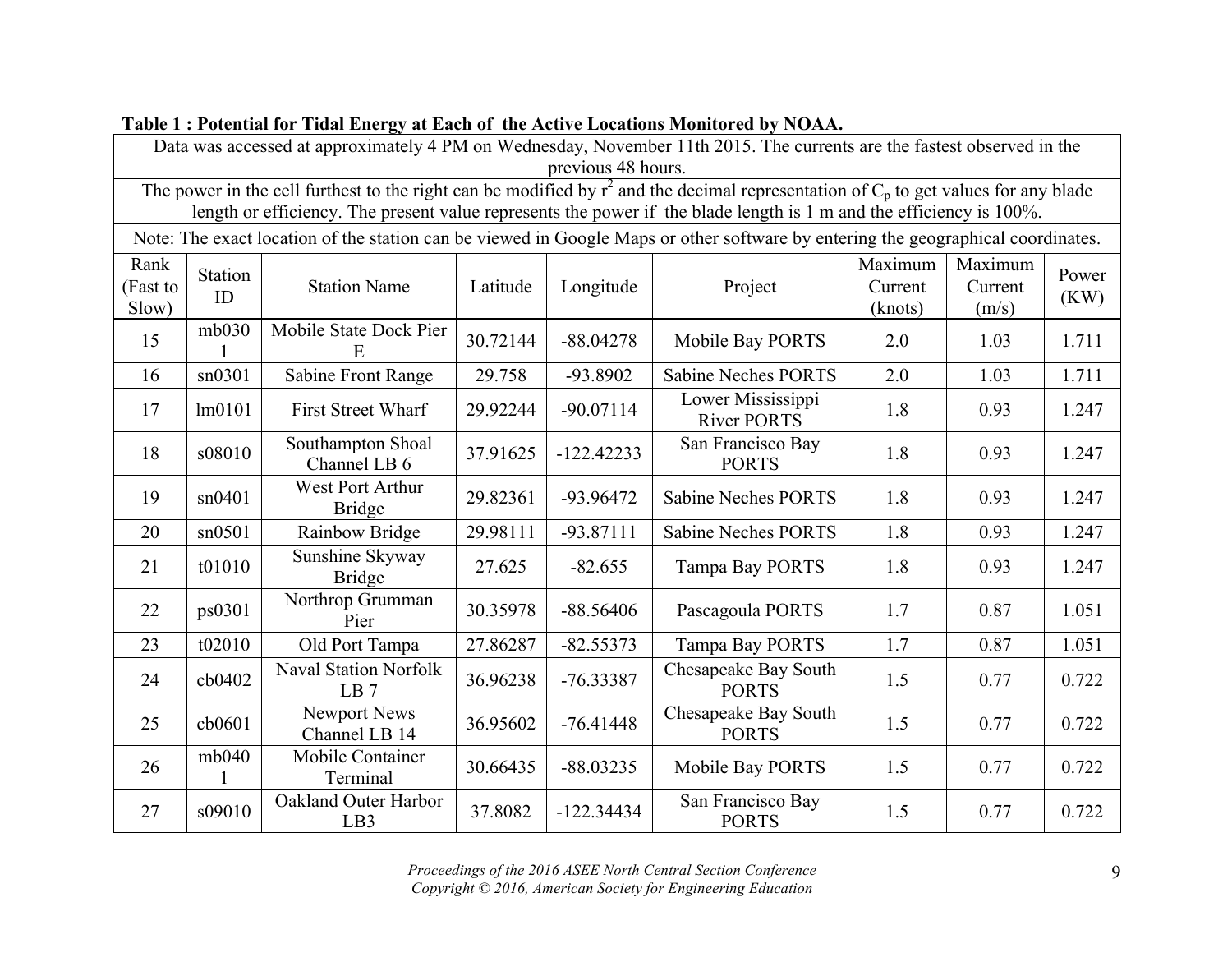**Table 1 : Potential for Tidal Energy at Each of the Active Locations Monitored by NOAA.**

Data was accessed at approximately 4 PM on Wednesday, November 11th 2015. The currents are the fastest observed in the previous 48 hours.

The power in the cell furthest to the right can be modified by $r^2$ and the decimal representation of $C_p$ to get values for any blade length or efficiency. The present value represents the power if the blade length is 1 m and the efficiency is 100%.

Note: The exact location of the station can be viewed in Google Maps or other software by entering the geographical coordinates.

| Rank (Fast to Slow) | Station ID | Station Name | Latitude | Longitude | Project | Maximum Current (knots) | Maximum Current (m/s) | Power (KW) |
|---|---|---|---|---|---|---|---|---|
| 15 | mb0301 | Mobile State Dock Pier E | 30.72144 | -88.04278 | Mobile Bay PORTS | 2.0 | 1.03 | 1.711 |
| 16 | sn0301 | Sabine Front Range | 29.758 | -93.8902 | Sabine Neches PORTS | 2.0 | 1.03 | 1.711 |
| 17 | lm0101 | First Street Wharf | 29.92244 | -90.07114 | Lower Mississippi River PORTS | 1.8 | 0.93 | 1.247 |
| 18 | s08010 | Southampton Shoal Channel LB 6 | 37.91625 | -122.42233 | San Francisco Bay PORTS | 1.8 | 0.93 | 1.247 |
| 19 | sn0401 | West Port Arthur Bridge | 29.82361 | -93.96472 | Sabine Neches PORTS | 1.8 | 0.93 | 1.247 |
| 20 | sn0501 | Rainbow Bridge | 29.98111 | -93.87111 | Sabine Neches PORTS | 1.8 | 0.93 | 1.247 |
| 21 | t01010 | Sunshine Skyway Bridge | 27.625 | -82.655 | Tampa Bay PORTS | 1.8 | 0.93 | 1.247 |
| 22 | ps0301 | Northrop Grumman Pier | 30.35978 | -88.56406 | Pascagoula PORTS | 1.7 | 0.87 | 1.051 |
| 23 | t02010 | Old Port Tampa | 27.86287 | -82.55373 | Tampa Bay PORTS | 1.7 | 0.87 | 1.051 |
| 24 | cb0402 | Naval Station Norfolk LB 7 | 36.96238 | -76.33387 | Chesapeake Bay South PORTS | 1.5 | 0.77 | 0.722 |
| 25 | cb0601 | Newport News Channel LB 14 | 36.95602 | -76.41448 | Chesapeake Bay South PORTS | 1.5 | 0.77 | 0.722 |
| 26 | mb0401 | Mobile Container Terminal | 30.66435 | -88.03235 | Mobile Bay PORTS | 1.5 | 0.77 | 0.722 |
| 27 | s09010 | Oakland Outer Harbor LB3 | 37.8082 | -122.34434 | San Francisco Bay PORTS | 1.5 | 0.77 | 0.722 |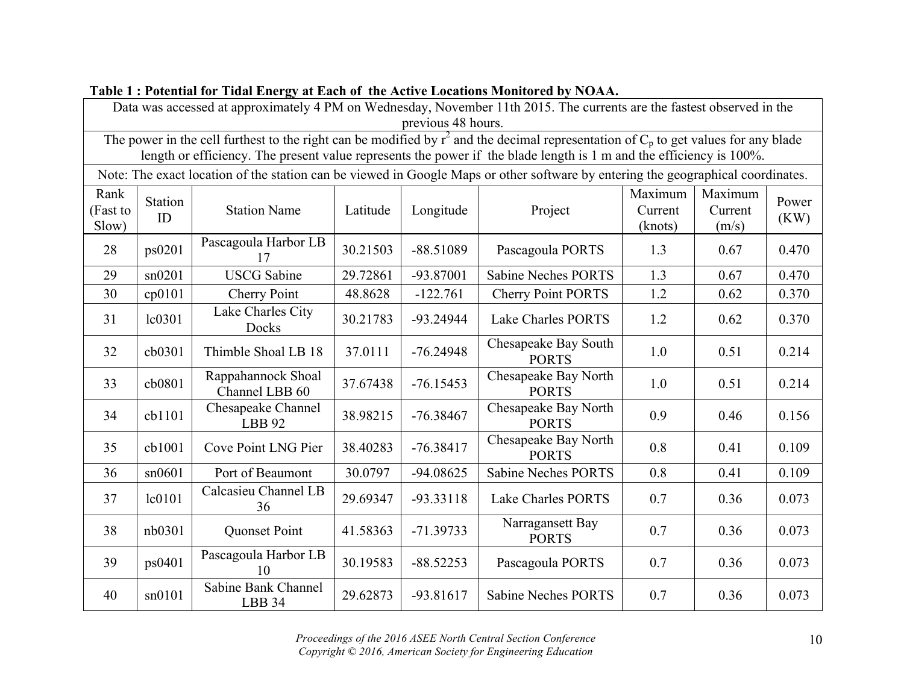**Table 1 : Potential for Tidal Energy at Each of the Active Locations Monitored by NOAA.**

| Data was accessed at approximately 4 PM on Wednesday, November 11th 2015. The currents are the fastest observed in the previous 48 hours. | | | | | | | | |
|---|---|---|---|---|---|---|---|---|
| The power in the cell furthest to the right can be modified by $r^2$ and the decimal representation of $C_p$ to get values for any blade length or efficiency. The present value represents the power if the blade length is 1 m and the efficiency is 100%. | | | | | | | | |
| Note: The exact location of the station can be viewed in Google Maps or other software by entering the geographical coordinates. | | | | | | | | |
| Rank (Fast to Slow) | Station ID | Station Name | Latitude | Longitude | Project | Maximum Current (knots) | Maximum Current (m/s) | Power (KW) |
| 28 | ps0201 | Pascagoula Harbor LB 17 | 30.21503 | -88.51089 | Pascagoula PORTS | 1.3 | 0.67 | 0.470 |
| 29 | sn0201 | USCG Sabine | 29.72861 | -93.87001 | Sabine Neches PORTS | 1.3 | 0.67 | 0.470 |
| 30 | cp0101 | Cherry Point | 48.8628 | -122.761 | Cherry Point PORTS | 1.2 | 0.62 | 0.370 |
| 31 | lc0301 | Lake Charles City Docks | 30.21783 | -93.24944 | Lake Charles PORTS | 1.2 | 0.62 | 0.370 |
| 32 | cb0301 | Thimble Shoal LB 18 | 37.0111 | -76.24948 | Chesapeake Bay South PORTS | 1.0 | 0.51 | 0.214 |
| 33 | cb0801 | Rappahannock Shoal Channel LBB 60 | 37.67438 | -76.15453 | Chesapeake Bay North PORTS | 1.0 | 0.51 | 0.214 |
| 34 | cb1101 | Chesapeake Channel LBB 92 | 38.98215 | -76.38467 | Chesapeake Bay North PORTS | 0.9 | 0.46 | 0.156 |
| 35 | cb1001 | Cove Point LNG Pier | 38.40283 | -76.38417 | Chesapeake Bay North PORTS | 0.8 | 0.41 | 0.109 |
| 36 | sn0601 | Port of Beaumont | 30.0797 | -94.08625 | Sabine Neches PORTS | 0.8 | 0.41 | 0.109 |
| 37 | lc0101 | Calcasieu Channel LB 36 | 29.69347 | -93.33118 | Lake Charles PORTS | 0.7 | 0.36 | 0.073 |
| 38 | nb0301 | Quonset Point | 41.58363 | -71.39733 | Narragansett Bay PORTS | 0.7 | 0.36 | 0.073 |
| 39 | ps0401 | Pascagoula Harbor LB 10 | 30.19583 | -88.52253 | Pascagoula PORTS | 0.7 | 0.36 | 0.073 |
| 40 | sn0101 | Sabine Bank Channel LBB 34 | 29.62873 | -93.81617 | Sabine Neches PORTS | 0.7 | 0.36 | 0.073 |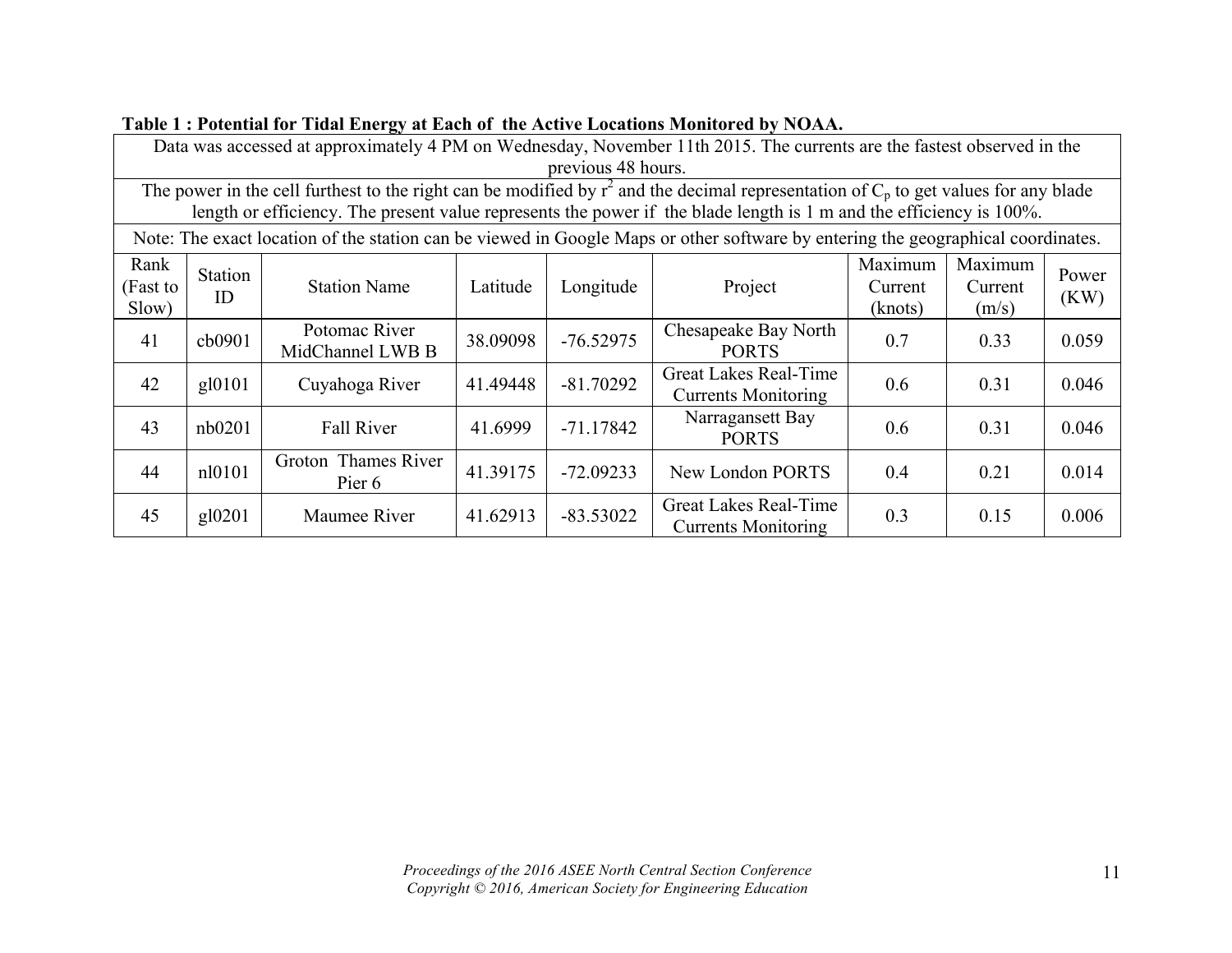**Table 1 : Potential for Tidal Energy at Each of the Active Locations Monitored by NOAA.**

Data was accessed at approximately 4 PM on Wednesday, November 11th 2015. The currents are the fastest observed in the previous 48 hours.

The power in the cell furthest to the right can be modified by $r^2$ and the decimal representation of $C_p$ to get values for any blade length or efficiency. The present value represents the power if the blade length is 1 m and the efficiency is 100%.

Note: The exact location of the station can be viewed in Google Maps or other software by entering the geographical coordinates.

| Rank (Fast to Slow) | Station ID | Station Name | Latitude | Longitude | Project | Maximum Current (knots) | Maximum Current (m/s) | Power (KW) |
|---|---|---|---|---|---|---|---|---|
| 41 | cb0901 | Potomac River MidChannel LWB B | 38.09098 | -76.52975 | Chesapeake Bay North PORTS | 0.7 | 0.33 | 0.059 |
| 42 | gl0101 | Cuyahoga River | 41.49448 | -81.70292 | Great Lakes Real-Time Currents Monitoring | 0.6 | 0.31 | 0.046 |
| 43 | nb0201 | Fall River | 41.6999 | -71.17842 | Narragansett Bay PORTS | 0.6 | 0.31 | 0.046 |
| 44 | nl0101 | Groton Thames River Pier 6 | 41.39175 | -72.09233 | New London PORTS | 0.4 | 0.21 | 0.014 |
| 45 | gl0201 | Maumee River | 41.62913 | -83.53022 | Great Lakes Real-Time Currents Monitoring | 0.3 | 0.15 | 0.006 |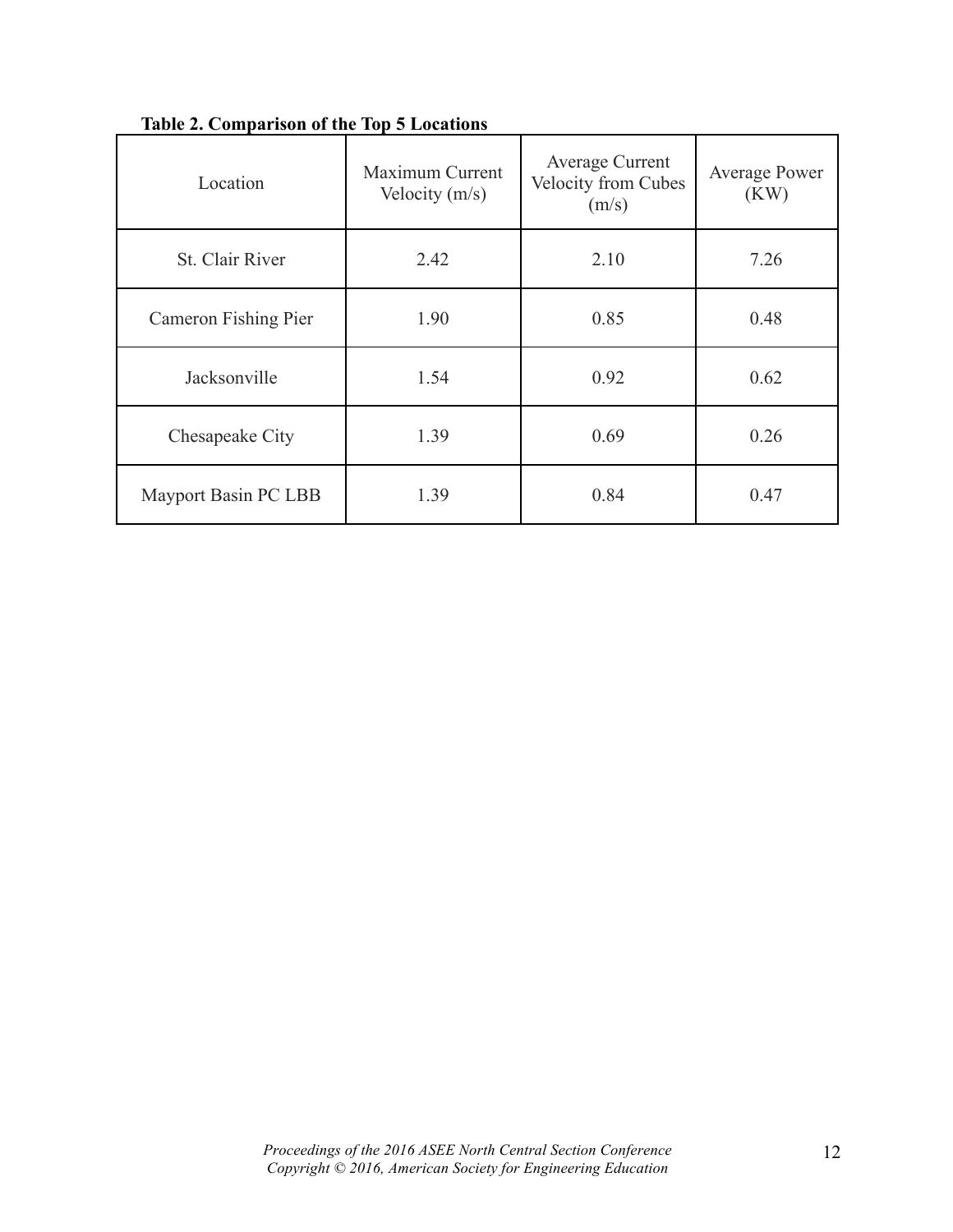**Table 2. Comparison of the Top 5 Locations**

| Location | Maximum Current Velocity (m/s) | Average Current Velocity from Cubes (m/s) | Average Power (KW) |
|---|---|---|---|
| St. Clair River | 2.42 | 2.10 | 7.26 |
| Cameron Fishing Pier | 1.90 | 0.85 | 0.48 |
| Jacksonville | 1.54 | 0.92 | 0.62 |
| Chesapeake City | 1.39 | 0.69 | 0.26 |
| Mayport Basin PC LBB | 1.39 | 0.84 | 0.47 |